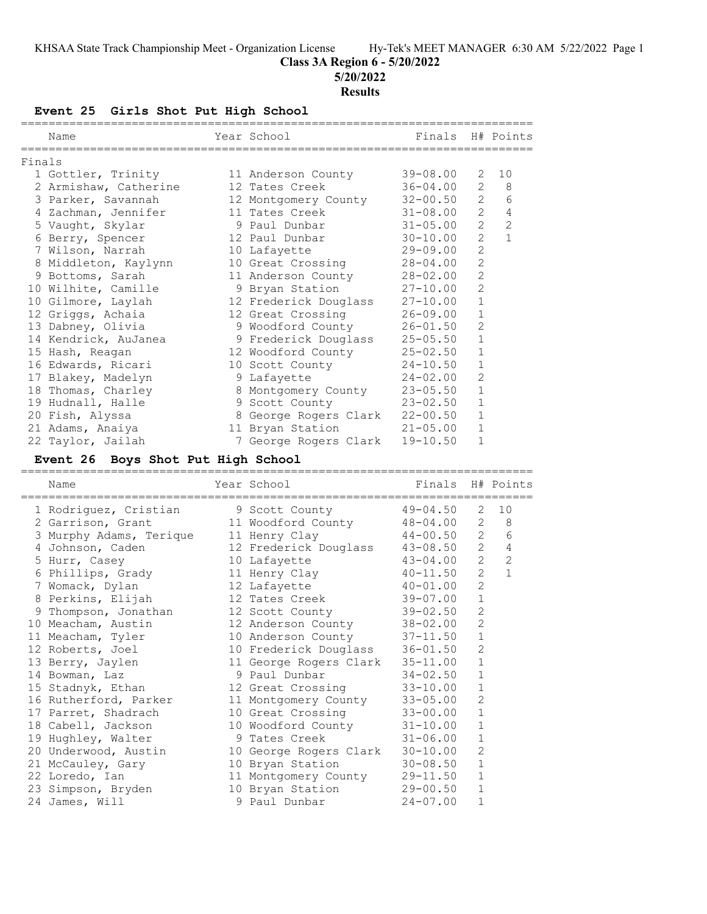KHSAA State Track Championship Meet - Organization License    Hy-Tek's MEET MANAGER 6:30 AM 5/22/2022 Page 1

# Class 3A Region 6 - 5/20/2022

## 5/20/2022

## Results

### Event 25 Girls Shot Put High School

**Finals**

| Place | Name | Year | School | Finals | H# | Points |
|---|---|---|---|---|---|---|
| 1 | Gottler, Trinity | 11 | Anderson County | 39-08.00 | 2 | 10 |
| 2 | Armishaw, Catherine | 12 | Tates Creek | 36-04.00 | 2 | 8 |
| 3 | Parker, Savannah | 12 | Montgomery County | 32-00.50 | 2 | 6 |
| 4 | Zachman, Jennifer | 11 | Tates Creek | 31-08.00 | 2 | 4 |
| 5 | Vaught, Skylar | 9 | Paul Dunbar | 31-05.00 | 2 | 2 |
| 6 | Berry, Spencer | 12 | Paul Dunbar | 30-10.00 | 2 | 1 |
| 7 | Wilson, Narrah | 10 | Lafayette | 29-09.00 | 2 | |
| 8 | Middleton, Kaylynn | 10 | Great Crossing | 28-04.00 | 2 | |
| 9 | Bottoms, Sarah | 11 | Anderson County | 28-02.00 | 2 | |
| 10 | Wilhite, Camille | 9 | Bryan Station | 27-10.00 | 2 | |
| 10 | Gilmore, Laylah | 12 | Frederick Douglass | 27-10.00 | 1 | |
| 12 | Griggs, Achaia | 12 | Great Crossing | 26-09.00 | 1 | |
| 13 | Dabney, Olivia | 9 | Woodford County | 26-01.50 | 2 | |
| 14 | Kendrick, AuJanea | 9 | Frederick Douglass | 25-05.50 | 1 | |
| 15 | Hash, Reagan | 12 | Woodford County | 25-02.50 | 1 | |
| 16 | Edwards, Ricari | 10 | Scott County | 24-10.50 | 1 | |
| 17 | Blakey, Madelyn | 9 | Lafayette | 24-02.00 | 2 | |
| 18 | Thomas, Charley | 8 | Montgomery County | 23-05.50 | 1 | |
| 19 | Hudnall, Halle | 9 | Scott County | 23-02.50 | 1 | |
| 20 | Fish, Alyssa | 8 | George Rogers Clark | 22-00.50 | 1 | |
| 21 | Adams, Anaiya | 11 | Bryan Station | 21-05.00 | 1 | |
| 22 | Taylor, Jailah | 7 | George Rogers Clark | 19-10.50 | 1 | |

### Event 26 Boys Shot Put High School

| Place | Name | Year | School | Finals | H# | Points |
|---|---|---|---|---|---|---|
| 1 | Rodriguez, Cristian | 9 | Scott County | 49-04.50 | 2 | 10 |
| 2 | Garrison, Grant | 11 | Woodford County | 48-04.00 | 2 | 8 |
| 3 | Murphy Adams, Terique | 11 | Henry Clay | 44-00.50 | 2 | 6 |
| 4 | Johnson, Caden | 12 | Frederick Douglass | 43-08.50 | 2 | 4 |
| 5 | Hurr, Casey | 10 | Lafayette | 43-04.00 | 2 | 2 |
| 6 | Phillips, Grady | 11 | Henry Clay | 40-11.50 | 2 | 1 |
| 7 | Womack, Dylan | 12 | Lafayette | 40-01.00 | 2 | |
| 8 | Perkins, Elijah | 12 | Tates Creek | 39-07.00 | 1 | |
| 9 | Thompson, Jonathan | 12 | Scott County | 39-02.50 | 2 | |
| 10 | Meacham, Austin | 12 | Anderson County | 38-02.00 | 2 | |
| 11 | Meacham, Tyler | 10 | Anderson County | 37-11.50 | 1 | |
| 12 | Roberts, Joel | 10 | Frederick Douglass | 36-01.50 | 2 | |
| 13 | Berry, Jaylen | 11 | George Rogers Clark | 35-11.00 | 1 | |
| 14 | Bowman, Laz | 9 | Paul Dunbar | 34-02.50 | 1 | |
| 15 | Stadnyk, Ethan | 12 | Great Crossing | 33-10.00 | 1 | |
| 16 | Rutherford, Parker | 11 | Montgomery County | 33-05.00 | 2 | |
| 17 | Parret, Shadrach | 10 | Great Crossing | 33-00.00 | 1 | |
| 18 | Cabell, Jackson | 10 | Woodford County | 31-10.00 | 1 | |
| 19 | Hughley, Walter | 9 | Tates Creek | 31-06.00 | 1 | |
| 20 | Underwood, Austin | 10 | George Rogers Clark | 30-10.00 | 2 | |
| 21 | McCauley, Gary | 10 | Bryan Station | 30-08.50 | 1 | |
| 22 | Loredo, Ian | 11 | Montgomery County | 29-11.50 | 1 | |
| 23 | Simpson, Bryden | 10 | Bryan Station | 29-00.50 | 1 | |
| 24 | James, Will | 9 | Paul Dunbar | 24-07.00 | 1 | |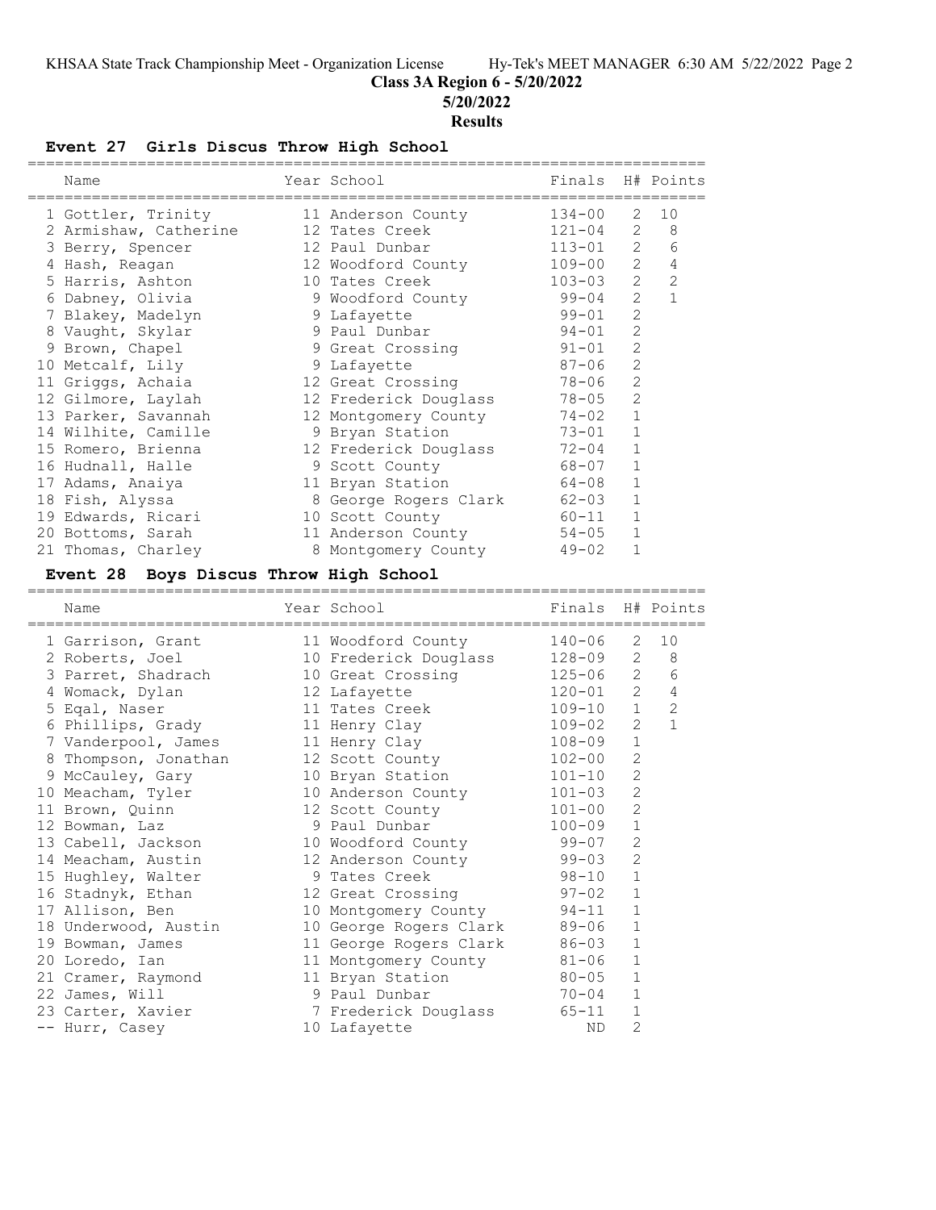## Class 3A Region 6 - 5/20/2022

### 5/20/2022

### Results

#### Event 27 Girls Discus Throw High School

| | Name | Year | School | Finals | H# | Points |
|---|---|---|---|---|---|---|
| 1 | Gottler, Trinity | 11 | Anderson County | 134-00 | 2 | 10 |
| 2 | Armishaw, Catherine | 12 | Tates Creek | 121-04 | 2 | 8 |
| 3 | Berry, Spencer | 12 | Paul Dunbar | 113-01 | 2 | 6 |
| 4 | Hash, Reagan | 12 | Woodford County | 109-00 | 2 | 4 |
| 5 | Harris, Ashton | 10 | Tates Creek | 103-03 | 2 | 2 |
| 6 | Dabney, Olivia | 9 | Woodford County | 99-04 | 2 | 1 |
| 7 | Blakey, Madelyn | 9 | Lafayette | 99-01 | 2 | |
| 8 | Vaught, Skylar | 9 | Paul Dunbar | 94-01 | 2 | |
| 9 | Brown, Chapel | 9 | Great Crossing | 91-01 | 2 | |
| 10 | Metcalf, Lily | 9 | Lafayette | 87-06 | 2 | |
| 11 | Griggs, Achaia | 12 | Great Crossing | 78-06 | 2 | |
| 12 | Gilmore, Laylah | 12 | Frederick Douglass | 78-05 | 2 | |
| 13 | Parker, Savannah | 12 | Montgomery County | 74-02 | 1 | |
| 14 | Wilhite, Camille | 9 | Bryan Station | 73-01 | 1 | |
| 15 | Romero, Brienna | 12 | Frederick Douglass | 72-04 | 1 | |
| 16 | Hudnall, Halle | 9 | Scott County | 68-07 | 1 | |
| 17 | Adams, Anaiya | 11 | Bryan Station | 64-08 | 1 | |
| 18 | Fish, Alyssa | 8 | George Rogers Clark | 62-03 | 1 | |
| 19 | Edwards, Ricari | 10 | Scott County | 60-11 | 1 | |
| 20 | Bottoms, Sarah | 11 | Anderson County | 54-05 | 1 | |
| 21 | Thomas, Charley | 8 | Montgomery County | 49-02 | 1 | |

#### Event 28 Boys Discus Throw High School

| | Name | Year | School | Finals | H# | Points |
|---|---|---|---|---|---|---|
| 1 | Garrison, Grant | 11 | Woodford County | 140-06 | 2 | 10 |
| 2 | Roberts, Joel | 10 | Frederick Douglass | 128-09 | 2 | 8 |
| 3 | Parret, Shadrach | 10 | Great Crossing | 125-06 | 2 | 6 |
| 4 | Womack, Dylan | 12 | Lafayette | 120-01 | 2 | 4 |
| 5 | Eqal, Naser | 11 | Tates Creek | 109-10 | 1 | 2 |
| 6 | Phillips, Grady | 11 | Henry Clay | 109-02 | 2 | 1 |
| 7 | Vanderpool, James | 11 | Henry Clay | 108-09 | 1 | |
| 8 | Thompson, Jonathan | 12 | Scott County | 102-00 | 2 | |
| 9 | McCauley, Gary | 10 | Bryan Station | 101-10 | 2 | |
| 10 | Meacham, Tyler | 10 | Anderson County | 101-03 | 2 | |
| 11 | Brown, Quinn | 12 | Scott County | 101-00 | 2 | |
| 12 | Bowman, Laz | 9 | Paul Dunbar | 100-09 | 1 | |
| 13 | Cabell, Jackson | 10 | Woodford County | 99-07 | 2 | |
| 14 | Meacham, Austin | 12 | Anderson County | 99-03 | 2 | |
| 15 | Hughley, Walter | 9 | Tates Creek | 98-10 | 1 | |
| 16 | Stadnyk, Ethan | 12 | Great Crossing | 97-02 | 1 | |
| 17 | Allison, Ben | 10 | Montgomery County | 94-11 | 1 | |
| 18 | Underwood, Austin | 10 | George Rogers Clark | 89-06 | 1 | |
| 19 | Bowman, James | 11 | George Rogers Clark | 86-03 | 1 | |
| 20 | Loredo, Ian | 11 | Montgomery County | 81-06 | 1 | |
| 21 | Cramer, Raymond | 11 | Bryan Station | 80-05 | 1 | |
| 22 | James, Will | 9 | Paul Dunbar | 70-04 | 1 | |
| 23 | Carter, Xavier | 7 | Frederick Douglass | 65-11 | 1 | |
| -- | Hurr, Casey | 10 | Lafayette | ND | 2 | |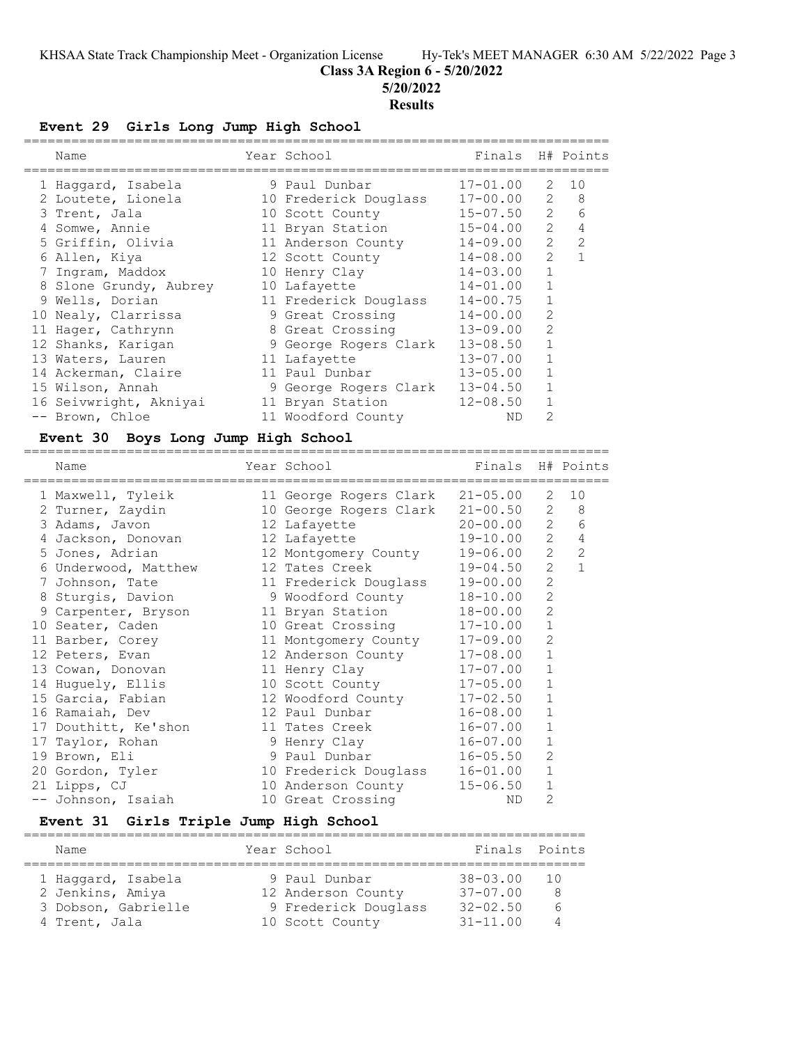KHSAA State Track Championship Meet - Organization License Hy-Tek's MEET MANAGER 6:30 AM 5/22/2022

**Class 3A Region 6 - 5/20/2022**

**5/20/2022**

**Results**

### Event 29 Girls Long Jump High School

| Place | Name | Year | School | Finals | H# | Points |
|---|---|---|---|---|---|---|
| 1 | Haggard, Isabela | 9 | Paul Dunbar | 17-01.00 | 2 | 10 |
| 2 | Loutete, Lionela | 10 | Frederick Douglass | 17-00.00 | 2 | 8 |
| 3 | Trent, Jala | 10 | Scott County | 15-07.50 | 2 | 6 |
| 4 | Somwe, Annie | 11 | Bryan Station | 15-04.00 | 2 | 4 |
| 5 | Griffin, Olivia | 11 | Anderson County | 14-09.00 | 2 | 2 |
| 6 | Allen, Kiya | 12 | Scott County | 14-08.00 | 2 | 1 |
| 7 | Ingram, Maddox | 10 | Henry Clay | 14-03.00 | 1 | |
| 8 | Slone Grundy, Aubrey | 10 | Lafayette | 14-01.00 | 1 | |
| 9 | Wells, Dorian | 11 | Frederick Douglass | 14-00.75 | 1 | |
| 10 | Nealy, Clarrissa | 9 | Great Crossing | 14-00.00 | 2 | |
| 11 | Hager, Cathrynn | 8 | Great Crossing | 13-09.00 | 2 | |
| 12 | Shanks, Karigan | 9 | George Rogers Clark | 13-08.50 | 1 | |
| 13 | Waters, Lauren | 11 | Lafayette | 13-07.00 | 1 | |
| 14 | Ackerman, Claire | 11 | Paul Dunbar | 13-05.00 | 1 | |
| 15 | Wilson, Annah | 9 | George Rogers Clark | 13-04.50 | 1 | |
| 16 | Seivwright, Akniyai | 11 | Bryan Station | 12-08.50 | 1 | |
| -- | Brown, Chloe | 11 | Woodford County | ND | 2 | |

### Event 30 Boys Long Jump High School

| Place | Name | Year | School | Finals | H# | Points |
|---|---|---|---|---|---|---|
| 1 | Maxwell, Tyleik | 11 | George Rogers Clark | 21-05.00 | 2 | 10 |
| 2 | Turner, Zaydin | 10 | George Rogers Clark | 21-00.50 | 2 | 8 |
| 3 | Adams, Javon | 12 | Lafayette | 20-00.00 | 2 | 6 |
| 4 | Jackson, Donovan | 12 | Lafayette | 19-10.00 | 2 | 4 |
| 5 | Jones, Adrian | 12 | Montgomery County | 19-06.00 | 2 | 2 |
| 6 | Underwood, Matthew | 12 | Tates Creek | 19-04.50 | 2 | 1 |
| 7 | Johnson, Tate | 11 | Frederick Douglass | 19-00.00 | 2 | |
| 8 | Sturgis, Davion | 9 | Woodford County | 18-10.00 | 2 | |
| 9 | Carpenter, Bryson | 11 | Bryan Station | 18-00.00 | 2 | |
| 10 | Seater, Caden | 10 | Great Crossing | 17-10.00 | 1 | |
| 11 | Barber, Corey | 11 | Montgomery County | 17-09.00 | 2 | |
| 12 | Peters, Evan | 12 | Anderson County | 17-08.00 | 1 | |
| 13 | Cowan, Donovan | 11 | Henry Clay | 17-07.00 | 1 | |
| 14 | Huguely, Ellis | 10 | Scott County | 17-05.00 | 1 | |
| 15 | Garcia, Fabian | 12 | Woodford County | 17-02.50 | 1 | |
| 16 | Ramaiah, Dev | 12 | Paul Dunbar | 16-08.00 | 1 | |
| 17 | Douthitt, Ke'shon | 11 | Tates Creek | 16-07.00 | 1 | |
| 17 | Taylor, Rohan | 9 | Henry Clay | 16-07.00 | 1 | |
| 19 | Brown, Eli | 9 | Paul Dunbar | 16-05.50 | 2 | |
| 20 | Gordon, Tyler | 10 | Frederick Douglass | 16-01.00 | 1 | |
| 21 | Lipps, CJ | 10 | Anderson County | 15-06.50 | 1 | |
| -- | Johnson, Isaiah | 10 | Great Crossing | ND | 2 | |

### Event 31 Girls Triple Jump High School

| Place | Name | Year | School | Finals | Points |
|---|---|---|---|---|---|
| 1 | Haggard, Isabela | 9 | Paul Dunbar | 38-03.00 | 10 |
| 2 | Jenkins, Amiya | 12 | Anderson County | 37-07.00 | 8 |
| 3 | Dobson, Gabrielle | 9 | Frederick Douglass | 32-02.50 | 6 |
| 4 | Trent, Jala | 10 | Scott County | 31-11.00 | 4 |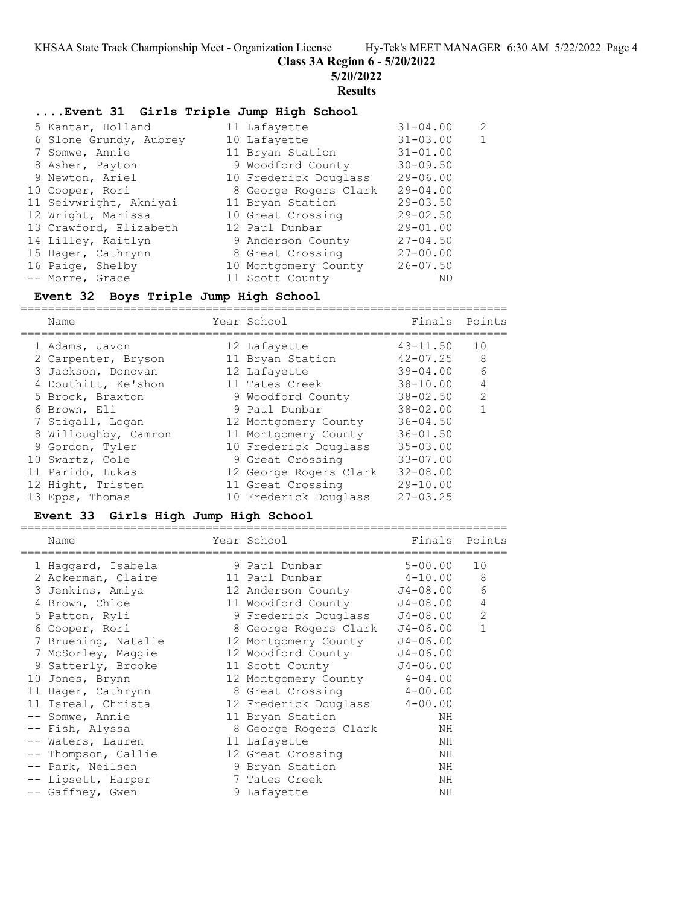## Class 3A Region 6 - 5/20/2022

**5/20/2022**

**Results**

### ....Event 31 Girls Triple Jump High School

| Place | Name | Year | School | Finals | Points |
|---|---|---|---|---|---|
| 5 | Kantar, Holland | 11 | Lafayette | 31-04.00 | 2 |
| 6 | Slone Grundy, Aubrey | 10 | Lafayette | 31-03.00 | 1 |
| 7 | Somwe, Annie | 11 | Bryan Station | 31-01.00 | |
| 8 | Asher, Payton | 9 | Woodford County | 30-09.50 | |
| 9 | Newton, Ariel | 10 | Frederick Douglass | 29-06.00 | |
| 10 | Cooper, Rori | 8 | George Rogers Clark | 29-04.00 | |
| 11 | Seivwright, Akniyai | 11 | Bryan Station | 29-03.50 | |
| 12 | Wright, Marissa | 10 | Great Crossing | 29-02.50 | |
| 13 | Crawford, Elizabeth | 12 | Paul Dunbar | 29-01.00 | |
| 14 | Lilley, Kaitlyn | 9 | Anderson County | 27-04.50 | |
| 15 | Hager, Cathrynn | 8 | Great Crossing | 27-00.00 | |
| 16 | Paige, Shelby | 10 | Montgomery County | 26-07.50 | |
| -- | Morre, Grace | 11 | Scott County | ND | |

### Event 32 Boys Triple Jump High School

| Place | Name | Year | School | Finals | Points |
|---|---|---|---|---|---|
| 1 | Adams, Javon | 12 | Lafayette | 43-11.50 | 10 |
| 2 | Carpenter, Bryson | 11 | Bryan Station | 42-07.25 | 8 |
| 3 | Jackson, Donovan | 12 | Lafayette | 39-04.00 | 6 |
| 4 | Douthitt, Ke'shon | 11 | Tates Creek | 38-10.00 | 4 |
| 5 | Brock, Braxton | 9 | Woodford County | 38-02.50 | 2 |
| 6 | Brown, Eli | 9 | Paul Dunbar | 38-02.00 | 1 |
| 7 | Stigall, Logan | 12 | Montgomery County | 36-04.50 | |
| 8 | Willoughby, Camron | 11 | Montgomery County | 36-01.50 | |
| 9 | Gordon, Tyler | 10 | Frederick Douglass | 35-03.00 | |
| 10 | Swartz, Cole | 9 | Great Crossing | 33-07.00 | |
| 11 | Parido, Lukas | 12 | George Rogers Clark | 32-08.00 | |
| 12 | Hight, Tristen | 11 | Great Crossing | 29-10.00 | |
| 13 | Epps, Thomas | 10 | Frederick Douglass | 27-03.25 | |

### Event 33 Girls High Jump High School

| Place | Name | Year | School | Finals | Points |
|---|---|---|---|---|---|
| 1 | Haggard, Isabela | 9 | Paul Dunbar | 5-00.00 | 10 |
| 2 | Ackerman, Claire | 11 | Paul Dunbar | 4-10.00 | 8 |
| 3 | Jenkins, Amiya | 12 | Anderson County | J4-08.00 | 6 |
| 4 | Brown, Chloe | 11 | Woodford County | J4-08.00 | 4 |
| 5 | Patton, Ryli | 9 | Frederick Douglass | J4-08.00 | 2 |
| 6 | Cooper, Rori | 8 | George Rogers Clark | J4-06.00 | 1 |
| 7 | Bruening, Natalie | 12 | Montgomery County | J4-06.00 | |
| 7 | McSorley, Maggie | 12 | Woodford County | J4-06.00 | |
| 9 | Satterly, Brooke | 11 | Scott County | J4-06.00 | |
| 10 | Jones, Brynn | 12 | Montgomery County | 4-04.00 | |
| 11 | Hager, Cathrynn | 8 | Great Crossing | 4-00.00 | |
| 11 | Isreal, Christa | 12 | Frederick Douglass | 4-00.00 | |
| -- | Somwe, Annie | 11 | Bryan Station | NH | |
| -- | Fish, Alyssa | 8 | George Rogers Clark | NH | |
| -- | Waters, Lauren | 11 | Lafayette | NH | |
| -- | Thompson, Callie | 12 | Great Crossing | NH | |
| -- | Park, Neilsen | 9 | Bryan Station | NH | |
| -- | Lipsett, Harper | 7 | Tates Creek | NH | |
| -- | Gaffney, Gwen | 9 | Lafayette | NH | |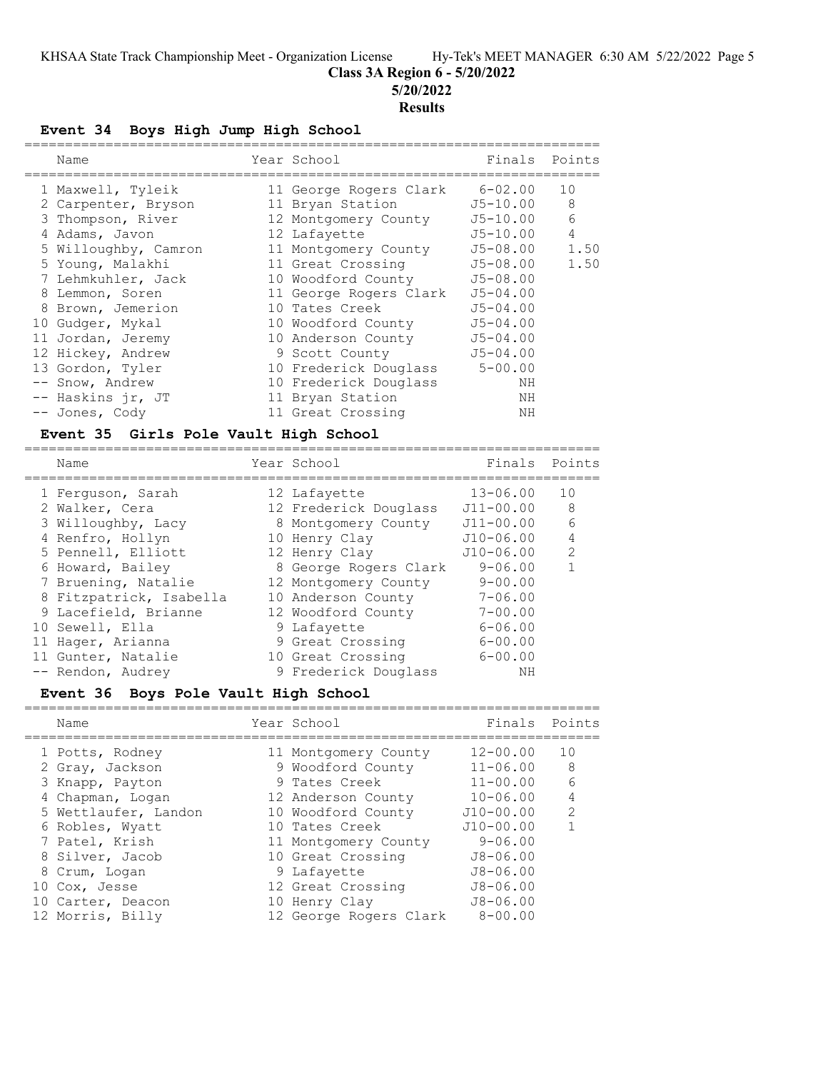KHSAA State Track Championship Meet - Organization License Hy-Tek's MEET MANAGER 6:30 AM 5/22/2022 Page 5

**Class 3A Region 6 - 5/20/2022**

**5/20/2022**

**Results**

### Event 34 Boys High Jump High School

| | Name | Year | School | Finals | Points |
|---|---|---|---|---|---|
| 1 | Maxwell, Tyleik | 11 | George Rogers Clark | 6-02.00 | 10 |
| 2 | Carpenter, Bryson | 11 | Bryan Station | J5-10.00 | 8 |
| 3 | Thompson, River | 12 | Montgomery County | J5-10.00 | 6 |
| 4 | Adams, Javon | 12 | Lafayette | J5-10.00 | 4 |
| 5 | Willoughby, Camron | 11 | Montgomery County | J5-08.00 | 1.50 |
| 5 | Young, Malakhi | 11 | Great Crossing | J5-08.00 | 1.50 |
| 7 | Lehmkuhler, Jack | 10 | Woodford County | J5-08.00 | |
| 8 | Lemmon, Soren | 11 | George Rogers Clark | J5-04.00 | |
| 8 | Brown, Jemerion | 10 | Tates Creek | J5-04.00 | |
| 10 | Gudger, Mykal | 10 | Woodford County | J5-04.00 | |
| 11 | Jordan, Jeremy | 10 | Anderson County | J5-04.00 | |
| 12 | Hickey, Andrew | 9 | Scott County | J5-04.00 | |
| 13 | Gordon, Tyler | 10 | Frederick Douglass | 5-00.00 | |
| -- | Snow, Andrew | 10 | Frederick Douglass | NH | |
| -- | Haskins jr, JT | 11 | Bryan Station | NH | |
| -- | Jones, Cody | 11 | Great Crossing | NH | |

### Event 35 Girls Pole Vault High School

| | Name | Year | School | Finals | Points |
|---|---|---|---|---|---|
| 1 | Ferguson, Sarah | 12 | Lafayette | 13-06.00 | 10 |
| 2 | Walker, Cera | 12 | Frederick Douglass | J11-00.00 | 8 |
| 3 | Willoughby, Lacy | 8 | Montgomery County | J11-00.00 | 6 |
| 4 | Renfro, Hollyn | 10 | Henry Clay | J10-06.00 | 4 |
| 5 | Pennell, Elliott | 12 | Henry Clay | J10-06.00 | 2 |
| 6 | Howard, Bailey | 8 | George Rogers Clark | 9-06.00 | 1 |
| 7 | Bruening, Natalie | 12 | Montgomery County | 9-00.00 | |
| 8 | Fitzpatrick, Isabella | 10 | Anderson County | 7-06.00 | |
| 9 | Lacefield, Brianne | 12 | Woodford County | 7-00.00 | |
| 10 | Sewell, Ella | 9 | Lafayette | 6-06.00 | |
| 11 | Hager, Arianna | 9 | Great Crossing | 6-00.00 | |
| 11 | Gunter, Natalie | 10 | Great Crossing | 6-00.00 | |
| -- | Rendon, Audrey | 9 | Frederick Douglass | NH | |

### Event 36 Boys Pole Vault High School

| | Name | Year | School | Finals | Points |
|---|---|---|---|---|---|
| 1 | Potts, Rodney | 11 | Montgomery County | 12-00.00 | 10 |
| 2 | Gray, Jackson | 9 | Woodford County | 11-06.00 | 8 |
| 3 | Knapp, Payton | 9 | Tates Creek | 11-00.00 | 6 |
| 4 | Chapman, Logan | 12 | Anderson County | 10-06.00 | 4 |
| 5 | Wettlaufer, Landon | 10 | Woodford County | J10-00.00 | 2 |
| 6 | Robles, Wyatt | 10 | Tates Creek | J10-00.00 | 1 |
| 7 | Patel, Krish | 11 | Montgomery County | 9-06.00 | |
| 8 | Silver, Jacob | 10 | Great Crossing | J8-06.00 | |
| 8 | Crum, Logan | 9 | Lafayette | J8-06.00 | |
| 10 | Cox, Jesse | 12 | Great Crossing | J8-06.00 | |
| 10 | Carter, Deacon | 10 | Henry Clay | J8-06.00 | |
| 12 | Morris, Billy | 12 | George Rogers Clark | 8-00.00 | |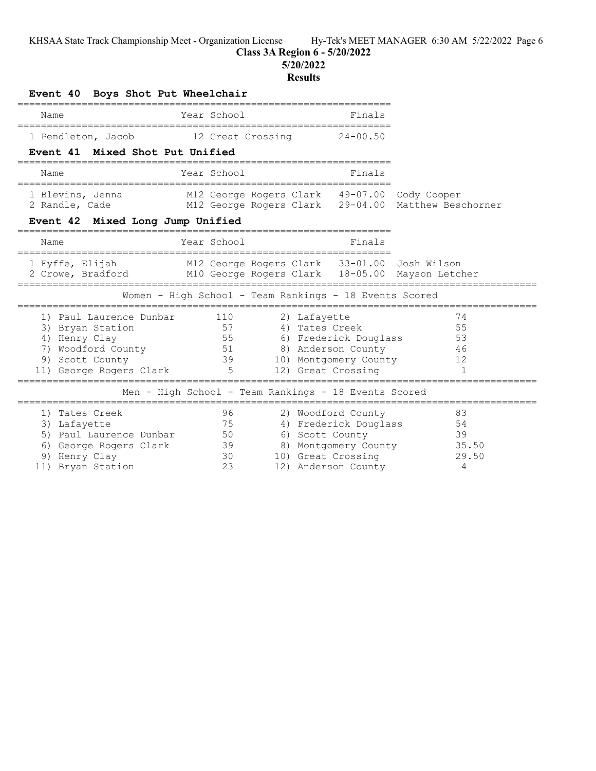**Class 3A Region 6 - 5/20/2022**

**5/20/2022**

**Results**

### Event 40 Boys Shot Put Wheelchair

| Name | Year | School | Finals |
|---|---|---|---|
| 1 Pendleton, Jacob | 12 | Great Crossing | 24-00.50 |

### Event 41 Mixed Shot Put Unified

| Name | Year | School | Finals | |
|---|---|---|---|---|
| 1 Blevins, Jenna | M12 | George Rogers Clark | 49-07.00 | Cody Cooper |
| 2 Randle, Cade | M12 | George Rogers Clark | 29-04.00 | Matthew Beschorner |

### Event 42 Mixed Long Jump Unified

| Name | Year | School | Finals | |
|---|---|---|---|---|
| 1 Fyffe, Elijah | M12 | George Rogers Clark | 33-01.00 | Josh Wilson |
| 2 Crowe, Bradford | M10 | George Rogers Clark | 18-05.00 | Mayson Letcher |

### Women - High School - Team Rankings - 18 Events Scored

| | | | |
|---|---|---|---|
| 1) Paul Laurence Dunbar | 110 | 2) Lafayette | 74 |
| 3) Bryan Station | 57 | 4) Tates Creek | 55 |
| 4) Henry Clay | 55 | 6) Frederick Douglass | 53 |
| 7) Woodford County | 51 | 8) Anderson County | 46 |
| 9) Scott County | 39 | 10) Montgomery County | 12 |
| 11) George Rogers Clark | 5 | 12) Great Crossing | 1 |

### Men - High School - Team Rankings - 18 Events Scored

| | | | |
|---|---|---|---|
| 1) Tates Creek | 96 | 2) Woodford County | 83 |
| 3) Lafayette | 75 | 4) Frederick Douglass | 54 |
| 5) Paul Laurence Dunbar | 50 | 6) Scott County | 39 |
| 6) George Rogers Clark | 39 | 8) Montgomery County | 35.50 |
| 9) Henry Clay | 30 | 10) Great Crossing | 29.50 |
| 11) Bryan Station | 23 | 12) Anderson County | 4 |